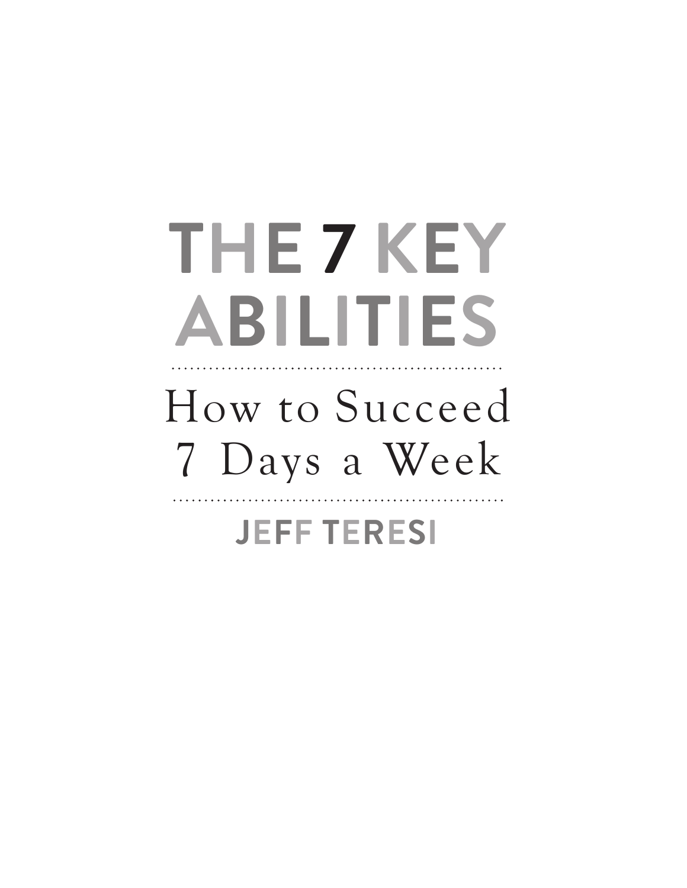# THE 7 KEY ABILITIES

## How to Succeed 7 Days a Week

**JEFF TERESI**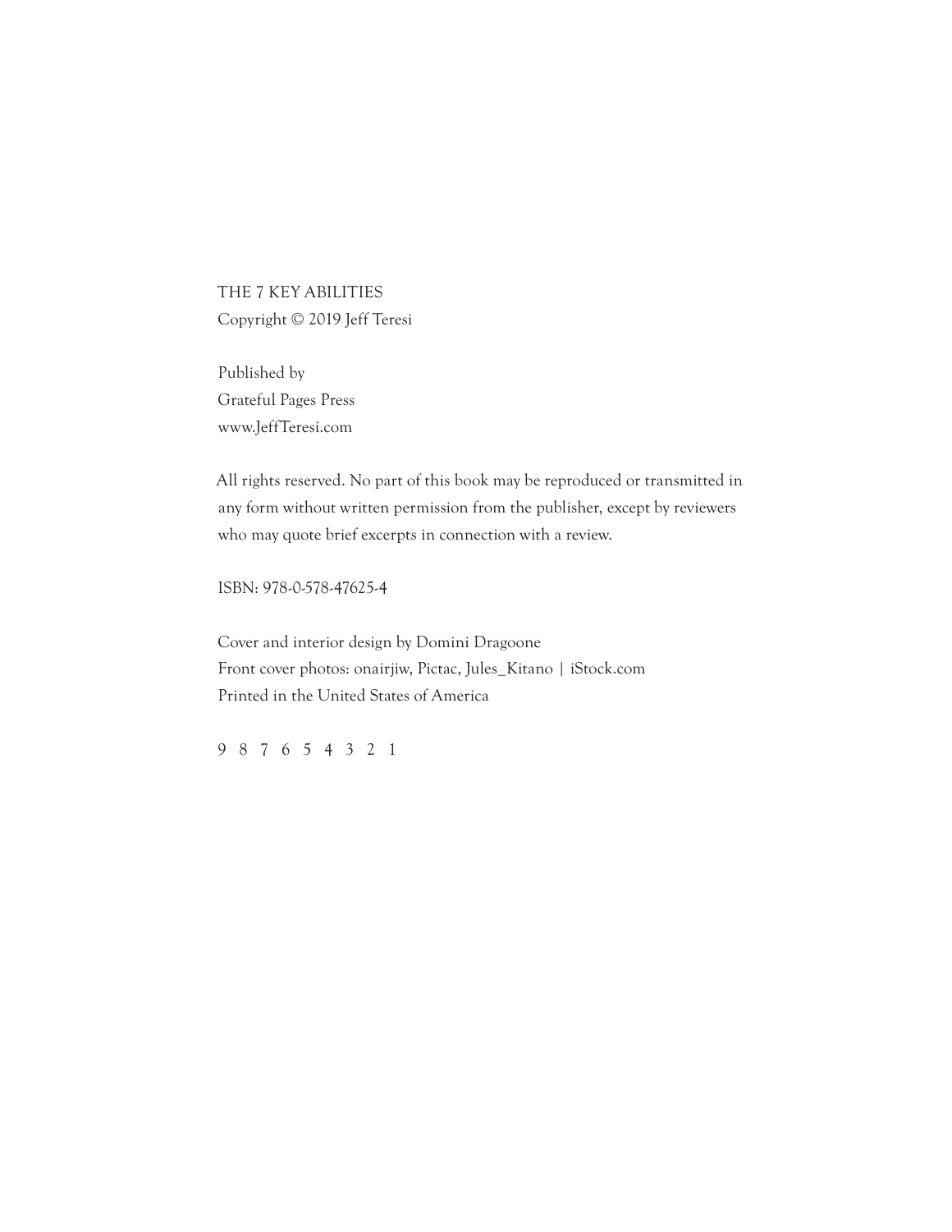THE 7 KEY ABILITIES
Copyright © 2019 Jeff Teresi

Published by
Grateful Pages Press
www.JeffTeresi.com

All rights reserved. No part of this book may be reproduced or transmitted in any form without written permission from the publisher, except by reviewers who may quote brief excerpts in connection with a review.

ISBN: 978-0-578-47625-4

Cover and interior design by Domini Dragoone
Front cover photos: onairjiw, Pictac, Jules_Kitano | iStock.com
Printed in the United States of America

9 8 7 6 5 4 3 2 1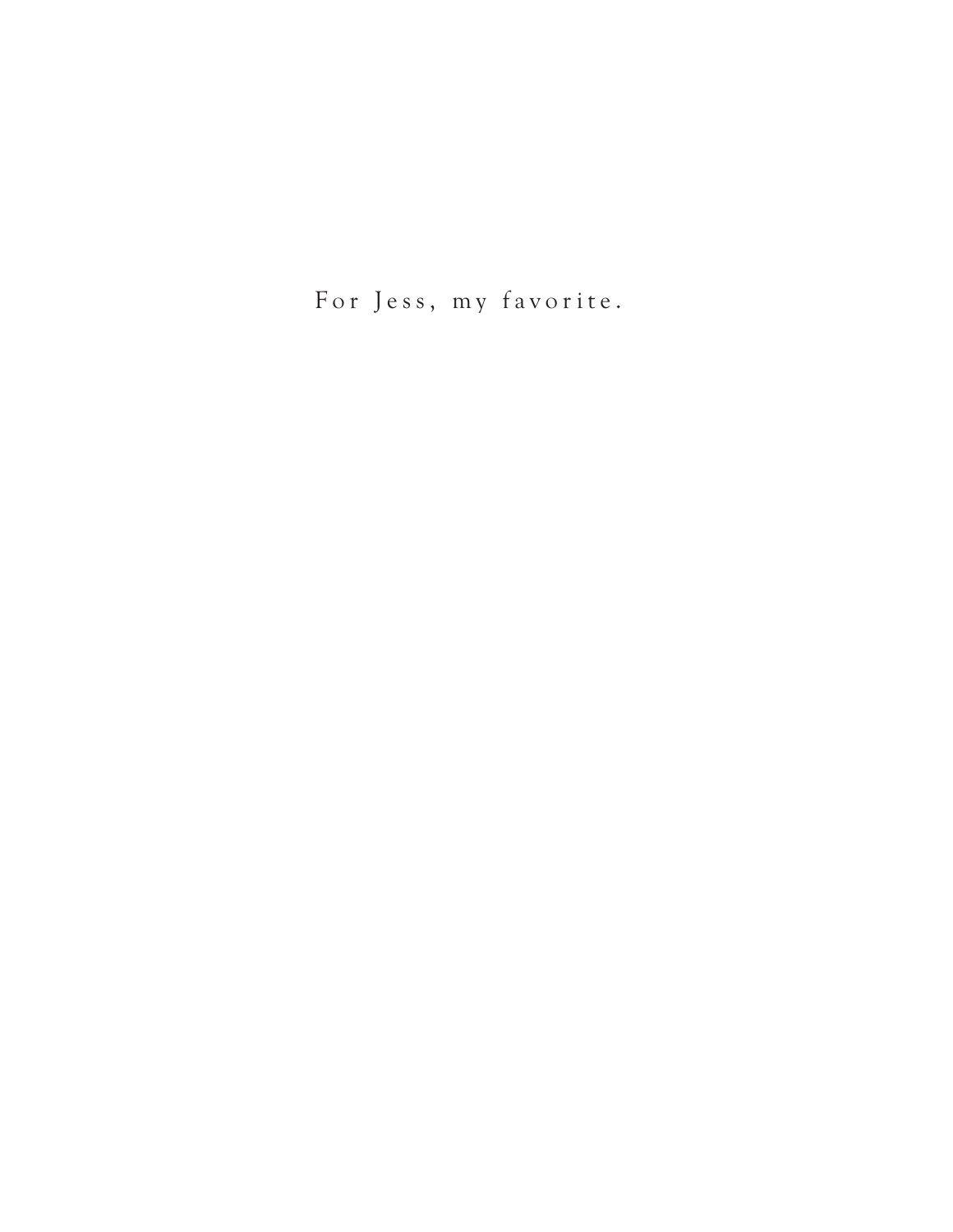For Jess, my favorite.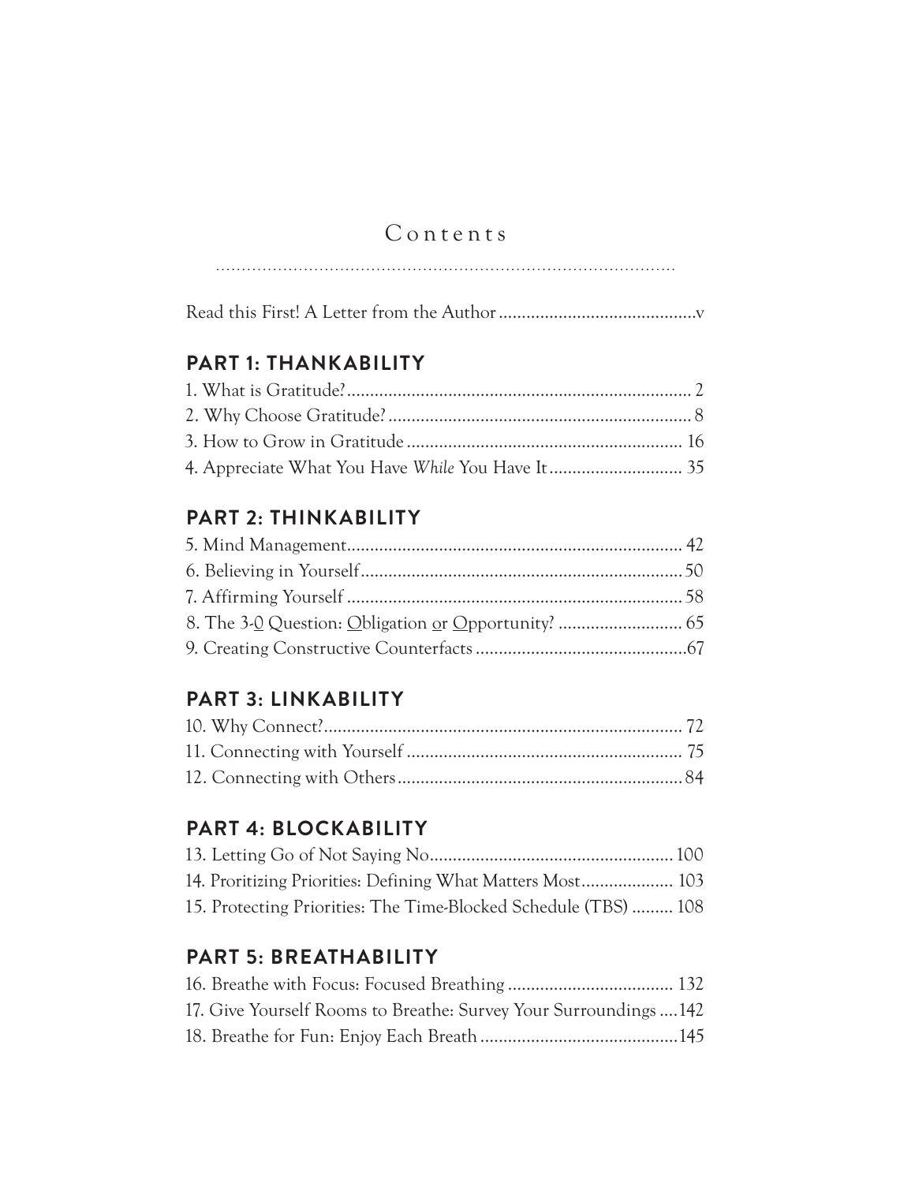# Contents

Read this First! A Letter from the Author ........................................... v

## PART 1: THANKABILITY

1. What is Gratitude? ........................................................................... 2
2. Why Choose Gratitude? ................................................................... 8
3. How to Grow in Gratitude ............................................................ 16
4. Appreciate What You Have *While* You Have It ............................. 35

## PART 2: THINKABILITY

5. Mind Management........................................................................ 42
6. Believing in Yourself ..................................................................... 50
7. Affirming Yourself ......................................................................... 58
8. The 3-<u>O</u> Question: <u>O</u>bligation <u>o</u>r <u>O</u>pportunity? ........................... 65
9. Creating Constructive Counterfacts .............................................. 67

## PART 3: LINKABILITY

10. Why Connect? ............................................................................. 72
11. Connecting with Yourself ............................................................ 75
12. Connecting with Others .............................................................. 84

## PART 4: BLOCKABILITY

13. Letting Go of Not Saying No..................................................... 100
14. Proritizing Priorities: Defining What Matters Most.................... 103
15. Protecting Priorities: The Time-Blocked Schedule (TBS) ......... 108

## PART 5: BREATHABILITY

16. Breathe with Focus: Focused Breathing .................................... 132
17. Give Yourself Rooms to Breathe: Survey Your Surroundings ....142
18. Breathe for Fun: Enjoy Each Breath ...........................................145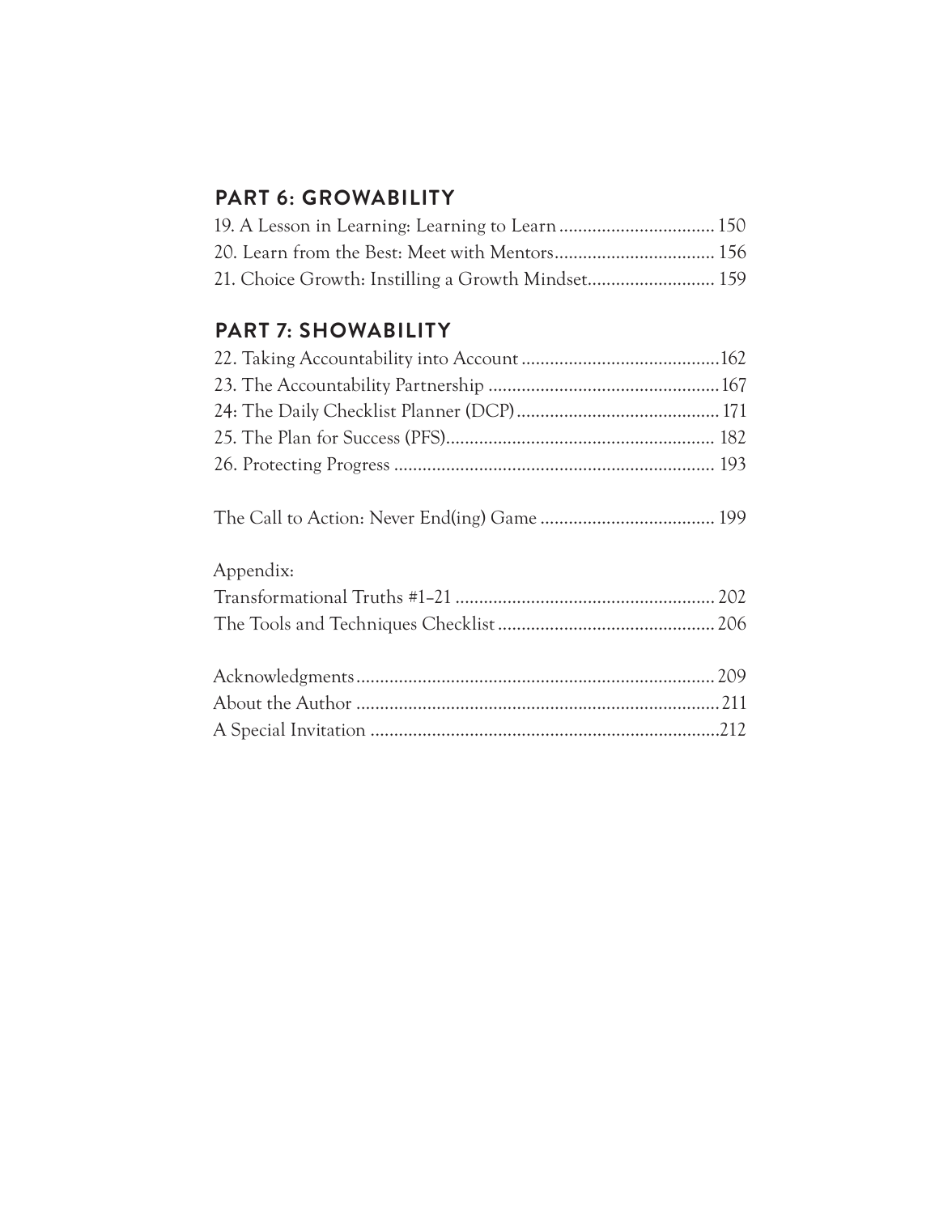## PART 6: GROWABILITY

19. A Lesson in Learning: Learning to Learn ................................. 150
20. Learn from the Best: Meet with Mentors.................................. 156
21. Choice Growth: Instilling a Growth Mindset........................... 159

## PART 7: SHOWABILITY

22. Taking Accountability into Account ..........................................162
23. The Accountability Partnership .................................................167
24: The Daily Checklist Planner (DCP)........................................... 171
25. The Plan for Success (PFS)......................................................... 182
26. Protecting Progress .................................................................... 193

The Call to Action: Never End(ing) Game ..................................... 199

Appendix:
Transformational Truths #1–21 ....................................................... 202
The Tools and Techniques Checklist .............................................. 206

Acknowledgments ............................................................................ 209
About the Author ............................................................................. 211
A Special Invitation ..........................................................................212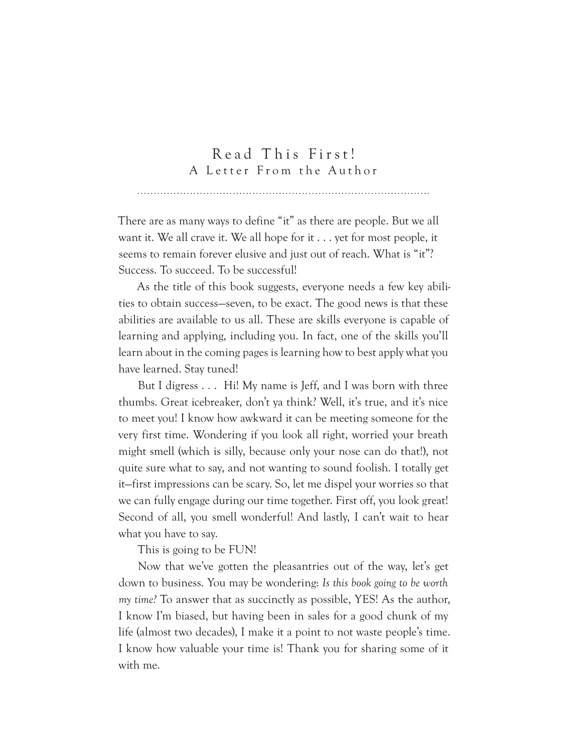# Read This First!

## A Letter From the Author

There are as many ways to define "it" as there are people. But we all want it. We all crave it. We all hope for it . . . yet for most people, it seems to remain forever elusive and just out of reach. What is "it"? Success. To succeed. To be successful!

As the title of this book suggests, everyone needs a few key abilities to obtain success—seven, to be exact. The good news is that these abilities are available to us all. These are skills everyone is capable of learning and applying, including you. In fact, one of the skills you'll learn about in the coming pages is learning how to best apply what you have learned. Stay tuned!

But I digress . . . Hi! My name is Jeff, and I was born with three thumbs. Great icebreaker, don't ya think? Well, it's true, and it's nice to meet you! I know how awkward it can be meeting someone for the very first time. Wondering if you look all right, worried your breath might smell (which is silly, because only your nose can do that!), not quite sure what to say, and not wanting to sound foolish. I totally get it—first impressions can be scary. So, let me dispel your worries so that we can fully engage during our time together. First off, you look great! Second of all, you smell wonderful! And lastly, I can't wait to hear what you have to say.

This is going to be FUN!

Now that we've gotten the pleasantries out of the way, let's get down to business. You may be wondering: *Is this book going to be worth my time?* To answer that as succinctly as possible, YES! As the author, I know I'm biased, but having been in sales for a good chunk of my life (almost two decades), I make it a point to not waste people's time. I know how valuable your time is! Thank you for sharing some of it with me.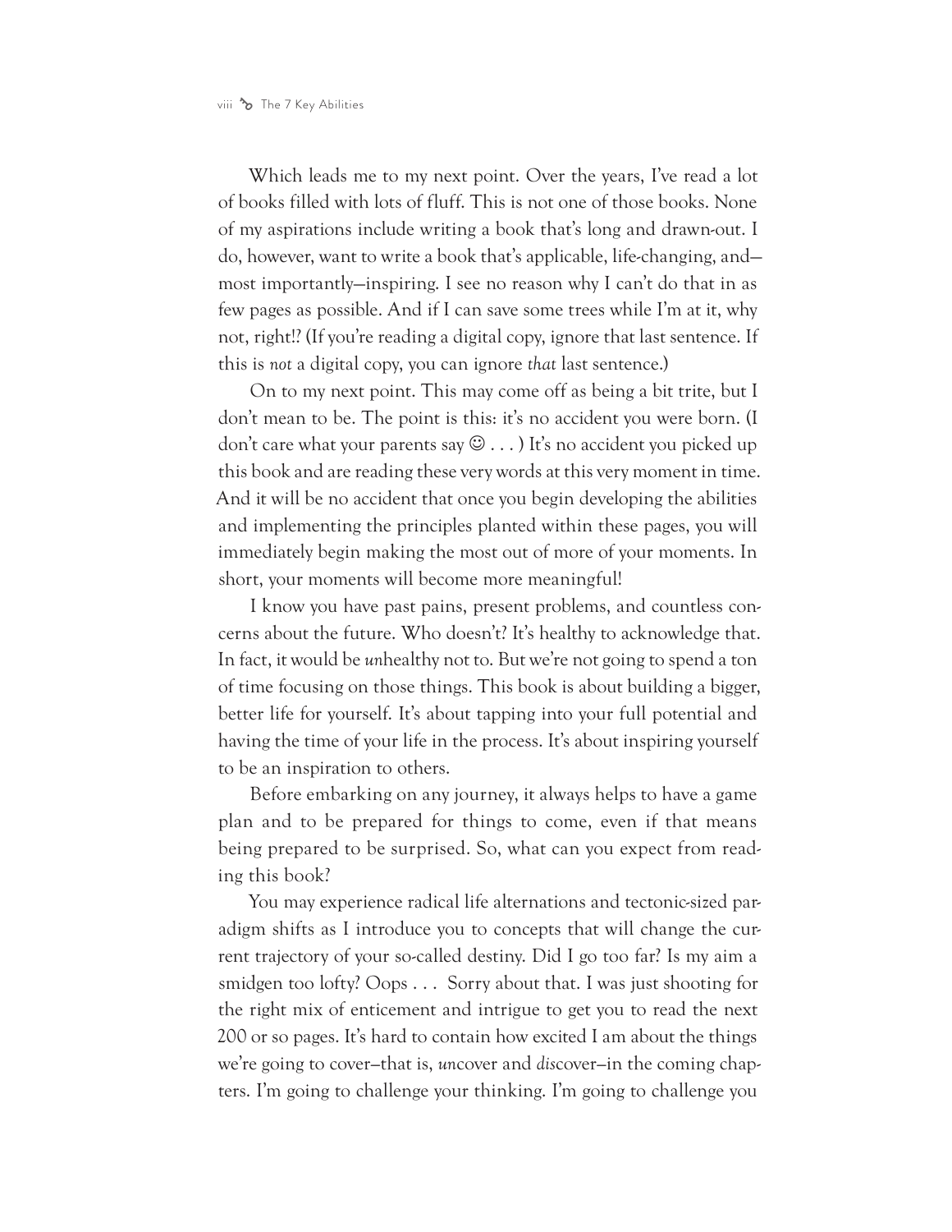Which leads me to my next point. Over the years, I've read a lot of books filled with lots of fluff. This is not one of those books. None of my aspirations include writing a book that's long and drawn-out. I do, however, want to write a book that's applicable, life-changing, and—most importantly—inspiring. I see no reason why I can't do that in as few pages as possible. And if I can save some trees while I'm at it, why not, right!? (If you're reading a digital copy, ignore that last sentence. If this is *not* a digital copy, you can ignore *that* last sentence.)

On to my next point. This may come off as being a bit trite, but I don't mean to be. The point is this: it's no accident you were born. (I don't care what your parents say ☺ . . . ) It's no accident you picked up this book and are reading these very words at this very moment in time. And it will be no accident that once you begin developing the abilities and implementing the principles planted within these pages, you will immediately begin making the most out of more of your moments. In short, your moments will become more meaningful!

I know you have past pains, present problems, and countless concerns about the future. Who doesn't? It's healthy to acknowledge that. In fact, it would be *un*healthy not to. But we're not going to spend a ton of time focusing on those things. This book is about building a bigger, better life for yourself. It's about tapping into your full potential and having the time of your life in the process. It's about inspiring yourself to be an inspiration to others.

Before embarking on any journey, it always helps to have a game plan and to be prepared for things to come, even if that means being prepared to be surprised. So, what can you expect from reading this book?

You may experience radical life alternations and tectonic-sized paradigm shifts as I introduce you to concepts that will change the current trajectory of your so-called destiny. Did I go too far? Is my aim a smidgen too lofty? Oops . . . Sorry about that. I was just shooting for the right mix of enticement and intrigue to get you to read the next 200 or so pages. It's hard to contain how excited I am about the things we're going to cover—that is, *un*cover and *dis*cover—in the coming chapters. I'm going to challenge your thinking. I'm going to challenge you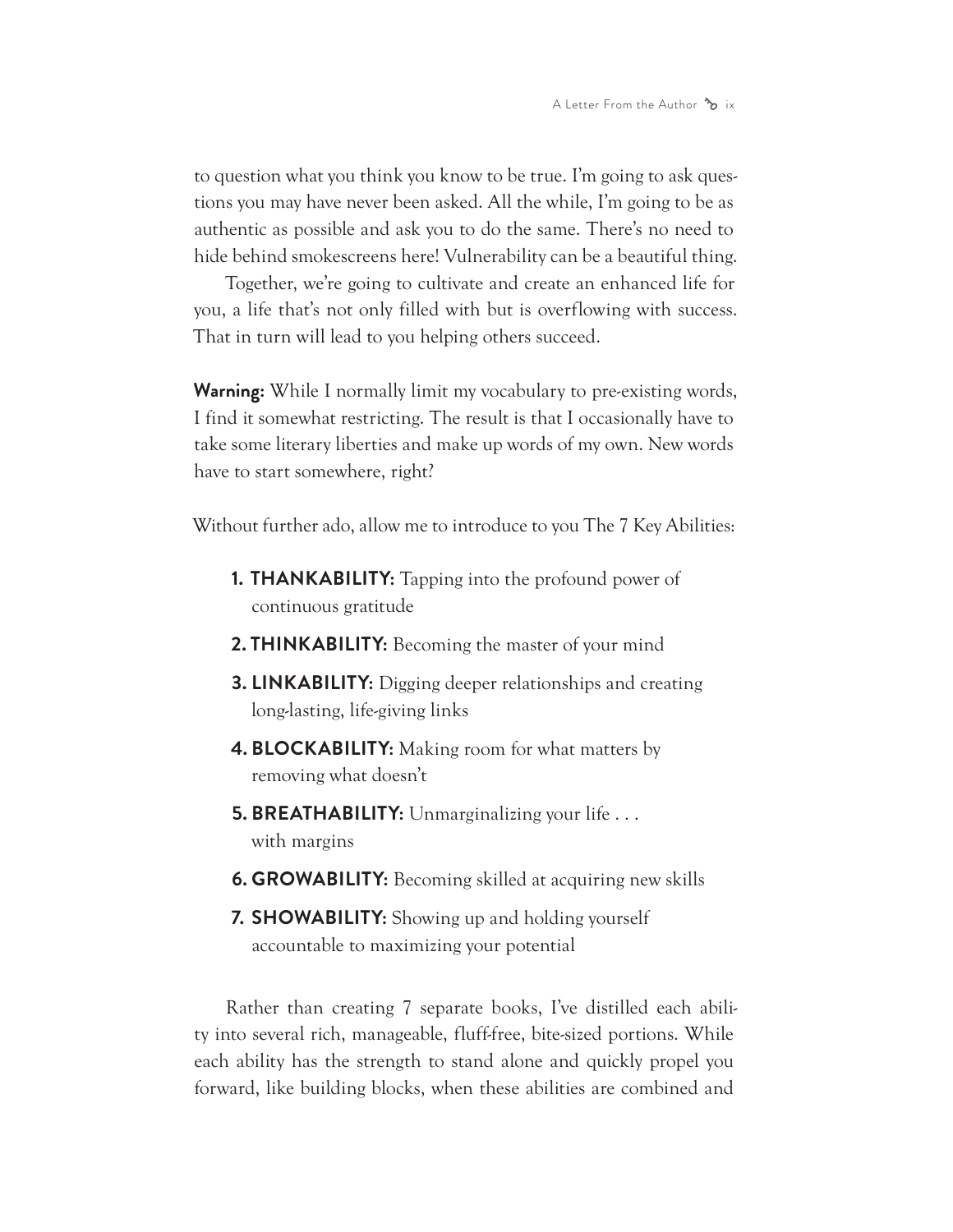to question what you think you know to be true. I'm going to ask questions you may have never been asked. All the while, I'm going to be as authentic as possible and ask you to do the same. There's no need to hide behind smokescreens here! Vulnerability can be a beautiful thing.

Together, we're going to cultivate and create an enhanced life for you, a life that's not only filled with but is overflowing with success. That in turn will lead to you helping others succeed.

**Warning:** While I normally limit my vocabulary to pre-existing words, I find it somewhat restricting. The result is that I occasionally have to take some literary liberties and make up words of my own. New words have to start somewhere, right?

Without further ado, allow me to introduce to you The 7 Key Abilities:

1. **THANKABILITY:** Tapping into the profound power of continuous gratitude
2. **THINKABILITY:** Becoming the master of your mind
3. **LINKABILITY:** Digging deeper relationships and creating long-lasting, life-giving links
4. **BLOCKABILITY:** Making room for what matters by removing what doesn't
5. **BREATHABILITY:** Unmarginalizing your life . . . with margins
6. **GROWABILITY:** Becoming skilled at acquiring new skills
7. **SHOWABILITY:** Showing up and holding yourself accountable to maximizing your potential

Rather than creating 7 separate books, I've distilled each ability into several rich, manageable, fluff-free, bite-sized portions. While each ability has the strength to stand alone and quickly propel you forward, like building blocks, when these abilities are combined and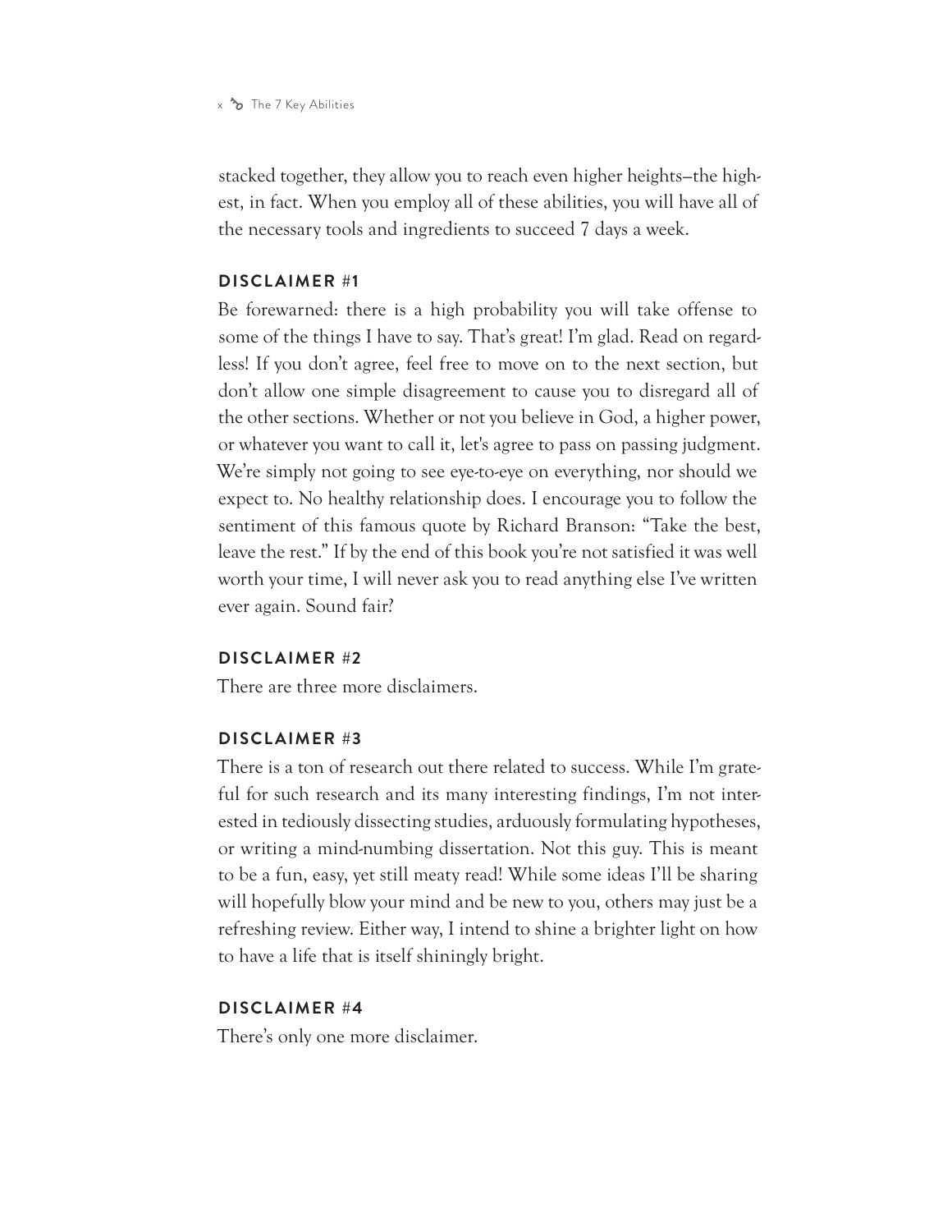stacked together, they allow you to reach even higher heights—the highest, in fact. When you employ all of these abilities, you will have all of the necessary tools and ingredients to succeed 7 days a week.

### DISCLAIMER #1

Be forewarned: there is a high probability you will take offense to some of the things I have to say. That's great! I'm glad. Read on regardless! If you don't agree, feel free to move on to the next section, but don't allow one simple disagreement to cause you to disregard all of the other sections. Whether or not you believe in God, a higher power, or whatever you want to call it, let's agree to pass on passing judgment. We're simply not going to see eye-to-eye on everything, nor should we expect to. No healthy relationship does. I encourage you to follow the sentiment of this famous quote by Richard Branson: "Take the best, leave the rest." If by the end of this book you're not satisfied it was well worth your time, I will never ask you to read anything else I've written ever again. Sound fair?

### DISCLAIMER #2

There are three more disclaimers.

### DISCLAIMER #3

There is a ton of research out there related to success. While I'm grateful for such research and its many interesting findings, I'm not interested in tediously dissecting studies, arduously formulating hypotheses, or writing a mind-numbing dissertation. Not this guy. This is meant to be a fun, easy, yet still meaty read! While some ideas I'll be sharing will hopefully blow your mind and be new to you, others may just be a refreshing review. Either way, I intend to shine a brighter light on how to have a life that is itself shiningly bright.

### DISCLAIMER #4

There's only one more disclaimer.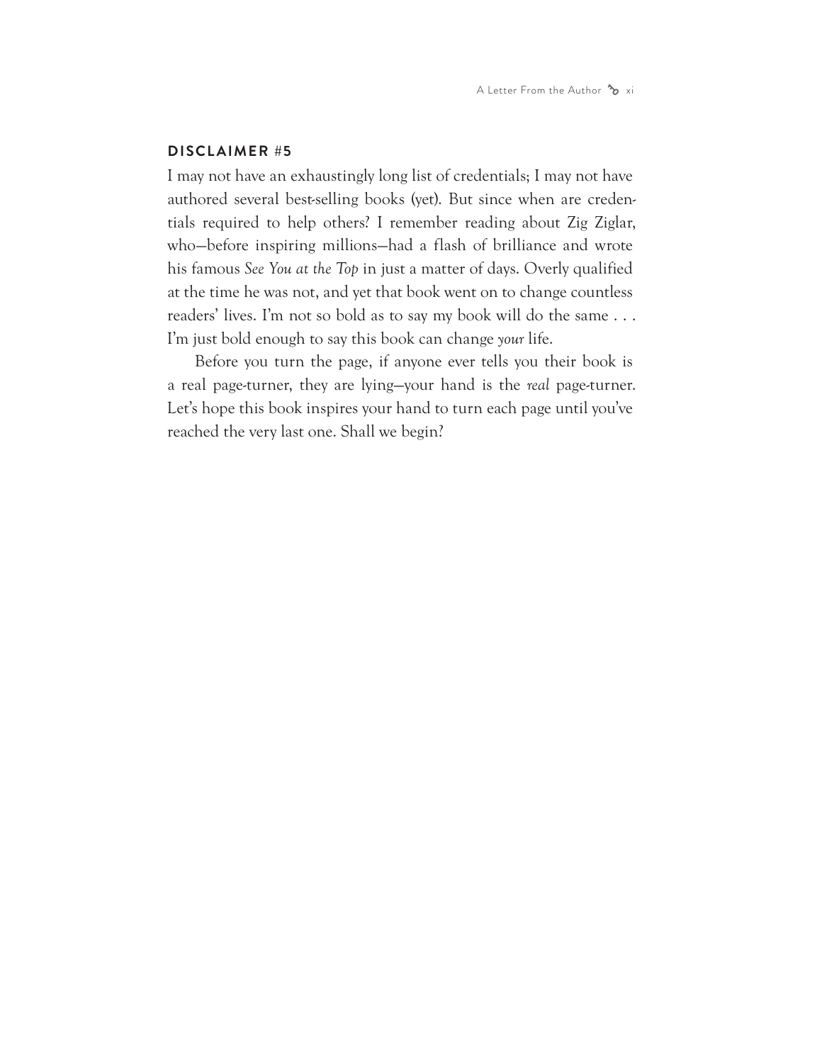## DISCLAIMER #5

I may not have an exhaustingly long list of credentials; I may not have authored several best-selling books (yet). But since when are credentials required to help others? I remember reading about Zig Ziglar, who—before inspiring millions—had a flash of brilliance and wrote his famous *See You at the Top* in just a matter of days. Overly qualified at the time he was not, and yet that book went on to change countless readers' lives. I'm not so bold as to say my book will do the same . . . I'm just bold enough to say this book can change *your* life.

Before you turn the page, if anyone ever tells you their book is a real page-turner, they are lying—your hand is the *real* page-turner. Let's hope this book inspires your hand to turn each page until you've reached the very last one. Shall we begin?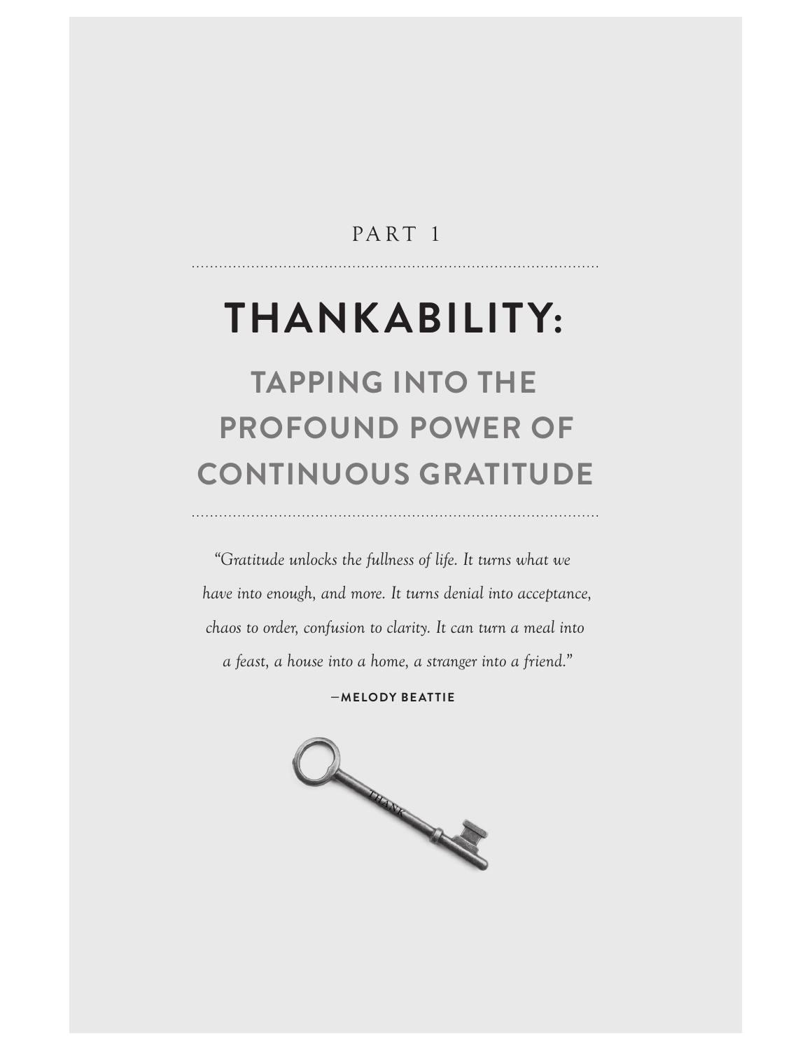PART 1

# THANKABILITY:

## TAPPING INTO THE PROFOUND POWER OF CONTINUOUS GRATITUDE

*"Gratitude unlocks the fullness of life. It turns what we have into enough, and more. It turns denial into acceptance, chaos to order, confusion to clarity. It can turn a meal into a feast, a house into a home, a stranger into a friend."*

—**MELODY BEATTIE**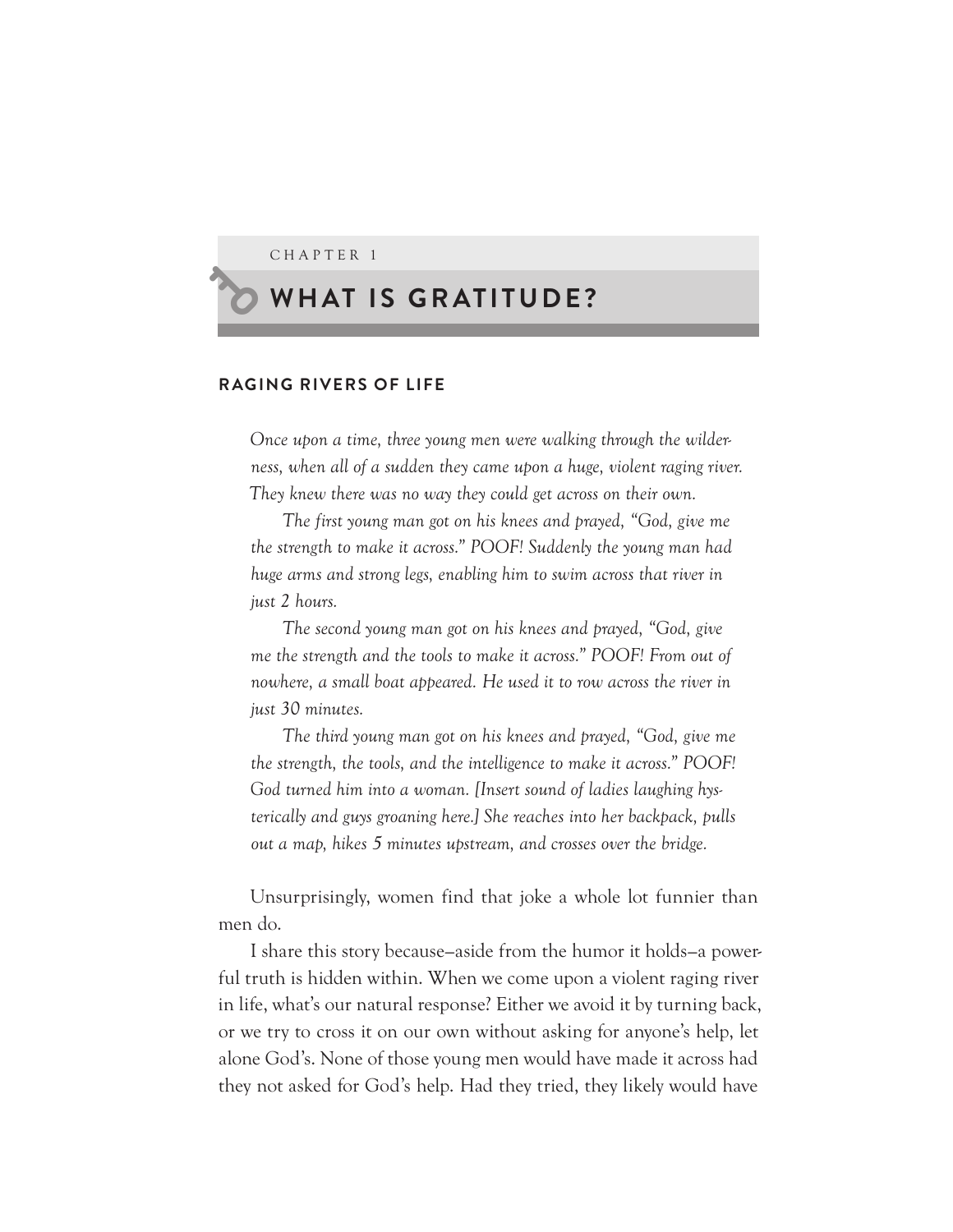CHAPTER 1

# WHAT IS GRATITUDE?

## RAGING RIVERS OF LIFE

*Once upon a time, three young men were walking through the wilderness, when all of a sudden they came upon a huge, violent raging river. They knew there was no way they could get across on their own.*

*The first young man got on his knees and prayed, "God, give me the strength to make it across." POOF! Suddenly the young man had huge arms and strong legs, enabling him to swim across that river in just 2 hours.*

*The second young man got on his knees and prayed, "God, give me the strength and the tools to make it across." POOF! From out of nowhere, a small boat appeared. He used it to row across the river in just 30 minutes.*

*The third young man got on his knees and prayed, "God, give me the strength, the tools, and the intelligence to make it across." POOF! God turned him into a woman. [Insert sound of ladies laughing hysterically and guys groaning here.] She reaches into her backpack, pulls out a map, hikes 5 minutes upstream, and crosses over the bridge.*

Unsurprisingly, women find that joke a whole lot funnier than men do.

I share this story because—aside from the humor it holds—a powerful truth is hidden within. When we come upon a violent raging river in life, what's our natural response? Either we avoid it by turning back, or we try to cross it on our own without asking for anyone's help, let alone God's. None of those young men would have made it across had they not asked for God's help. Had they tried, they likely would have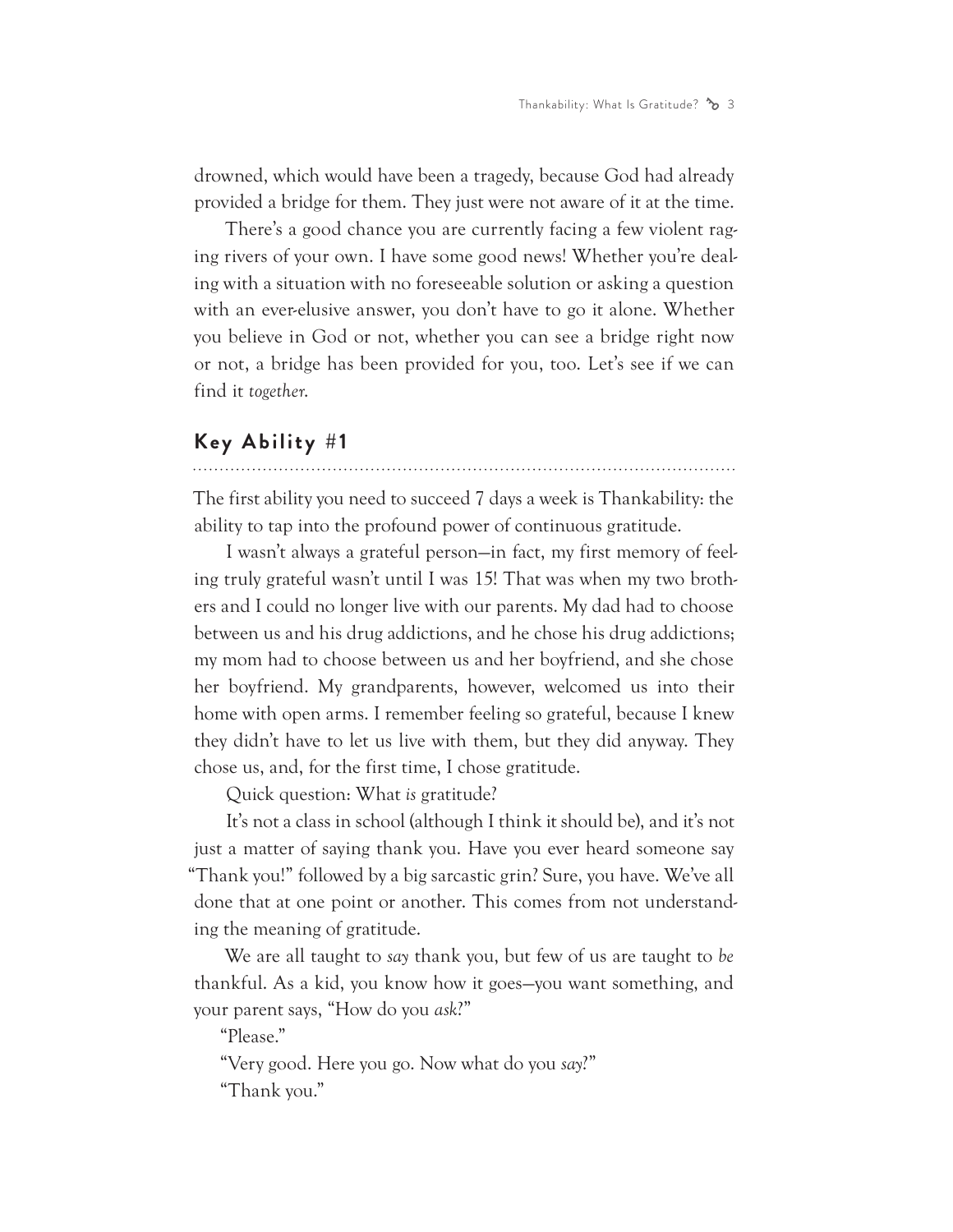drowned, which would have been a tragedy, because God had already provided a bridge for them. They just were not aware of it at the time.

There's a good chance you are currently facing a few violent raging rivers of your own. I have some good news! Whether you're dealing with a situation with no foreseeable solution or asking a question with an ever-elusive answer, you don't have to go it alone. Whether you believe in God or not, whether you can see a bridge right now or not, a bridge has been provided for you, too. Let's see if we can find it *together*.

## Key Ability #1

The first ability you need to succeed 7 days a week is Thankability: the ability to tap into the profound power of continuous gratitude.

I wasn't always a grateful person—in fact, my first memory of feeling truly grateful wasn't until I was 15! That was when my two brothers and I could no longer live with our parents. My dad had to choose between us and his drug addictions, and he chose his drug addictions; my mom had to choose between us and her boyfriend, and she chose her boyfriend. My grandparents, however, welcomed us into their home with open arms. I remember feeling so grateful, because I knew they didn't have to let us live with them, but they did anyway. They chose us, and, for the first time, I chose gratitude.

Quick question: What *is* gratitude?

It's not a class in school (although I think it should be), and it's not just a matter of saying thank you. Have you ever heard someone say "Thank you!" followed by a big sarcastic grin? Sure, you have. We've all done that at one point or another. This comes from not understanding the meaning of gratitude.

We are all taught to *say* thank you, but few of us are taught to *be* thankful. As a kid, you know how it goes—you want something, and your parent says, "How do you *ask*?"

"Please."

"Very good. Here you go. Now what do you *say*?"

"Thank you."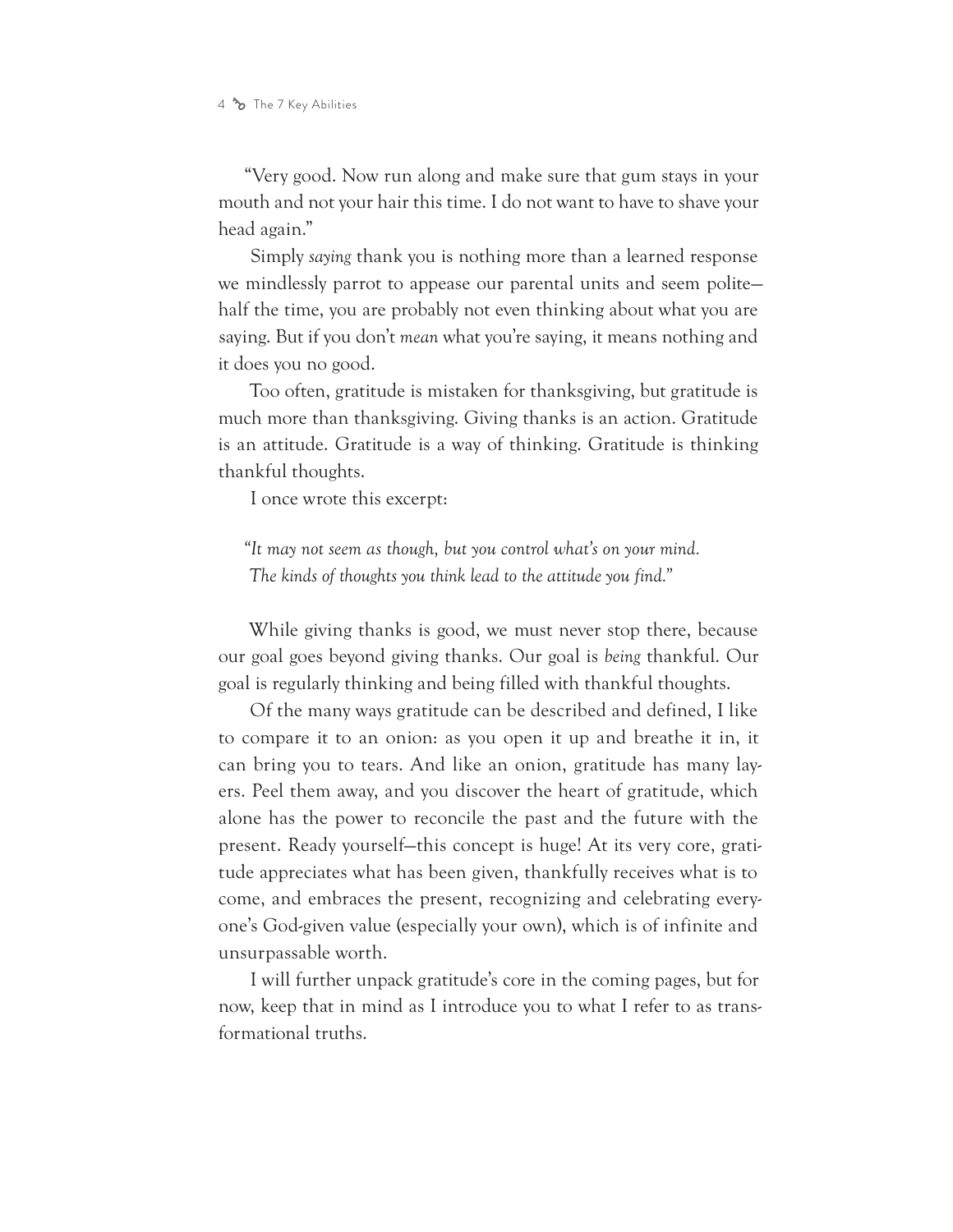"Very good. Now run along and make sure that gum stays in your mouth and not your hair this time. I do not want to have to shave your head again."

Simply *saying* thank you is nothing more than a learned response we mindlessly parrot to appease our parental units and seem polite—half the time, you are probably not even thinking about what you are saying. But if you don't *mean* what you're saying, it means nothing and it does you no good.

Too often, gratitude is mistaken for thanksgiving, but gratitude is much more than thanksgiving. Giving thanks is an action. Gratitude is an attitude. Gratitude is a way of thinking. Gratitude is thinking thankful thoughts.

I once wrote this excerpt:

> *"It may not seem as though, but you control what's on your mind.*
> *The kinds of thoughts you think lead to the attitude you find."*

While giving thanks is good, we must never stop there, because our goal goes beyond giving thanks. Our goal is *being* thankful. Our goal is regularly thinking and being filled with thankful thoughts.

Of the many ways gratitude can be described and defined, I like to compare it to an onion: as you open it up and breathe it in, it can bring you to tears. And like an onion, gratitude has many layers. Peel them away, and you discover the heart of gratitude, which alone has the power to reconcile the past and the future with the present. Ready yourself—this concept is huge! At its very core, gratitude appreciates what has been given, thankfully receives what is to come, and embraces the present, recognizing and celebrating everyone's God-given value (especially your own), which is of infinite and unsurpassable worth.

I will further unpack gratitude's core in the coming pages, but for now, keep that in mind as I introduce you to what I refer to as transformational truths.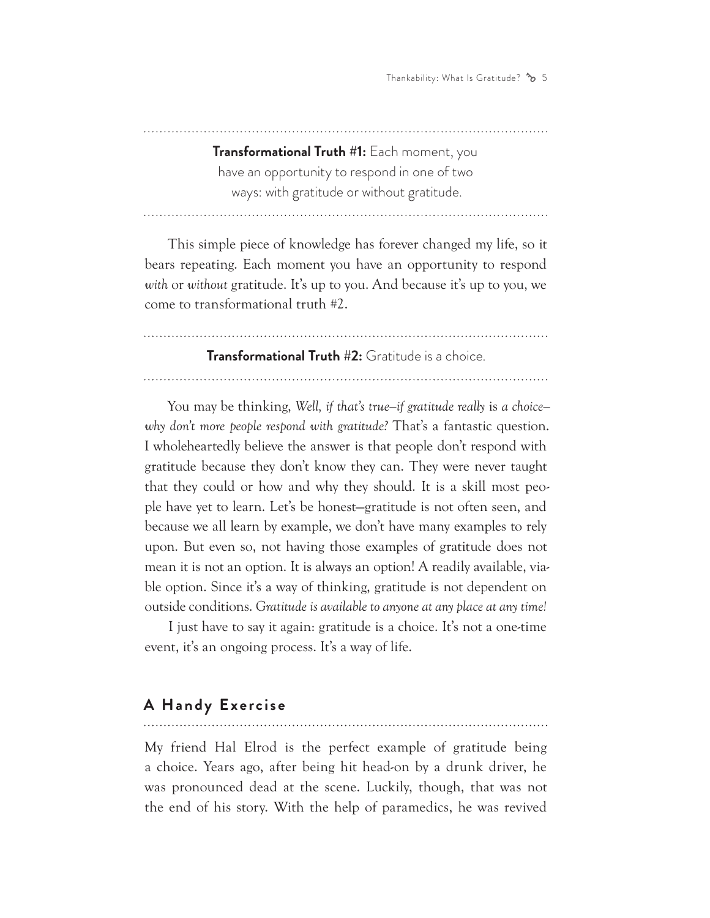**Transformational Truth #1:** Each moment, you have an opportunity to respond in one of two ways: with gratitude or without gratitude.

This simple piece of knowledge has forever changed my life, so it bears repeating. Each moment you have an opportunity to respond *with* or *without* gratitude. It's up to you. And because it's up to you, we come to transformational truth #2.

**Transformational Truth #2:** Gratitude is a choice.

You may be thinking, *Well, if that's true—if gratitude really* is *a choice—why don't more people respond with gratitude?* That's a fantastic question. I wholeheartedly believe the answer is that people don't respond with gratitude because they don't know they can. They were never taught that they could or how and why they should. It is a skill most people have yet to learn. Let's be honest—gratitude is not often seen, and because we all learn by example, we don't have many examples to rely upon. But even so, not having those examples of gratitude does not mean it is not an option. It is always an option! A readily available, viable option. Since it's a way of thinking, gratitude is not dependent on outside conditions. *Gratitude is available to anyone at any place at any time!*

I just have to say it again: gratitude is a choice. It's not a one-time event, it's an ongoing process. It's a way of life.

## A Handy Exercise

My friend Hal Elrod is the perfect example of gratitude being a choice. Years ago, after being hit head-on by a drunk driver, he was pronounced dead at the scene. Luckily, though, that was not the end of his story. With the help of paramedics, he was revived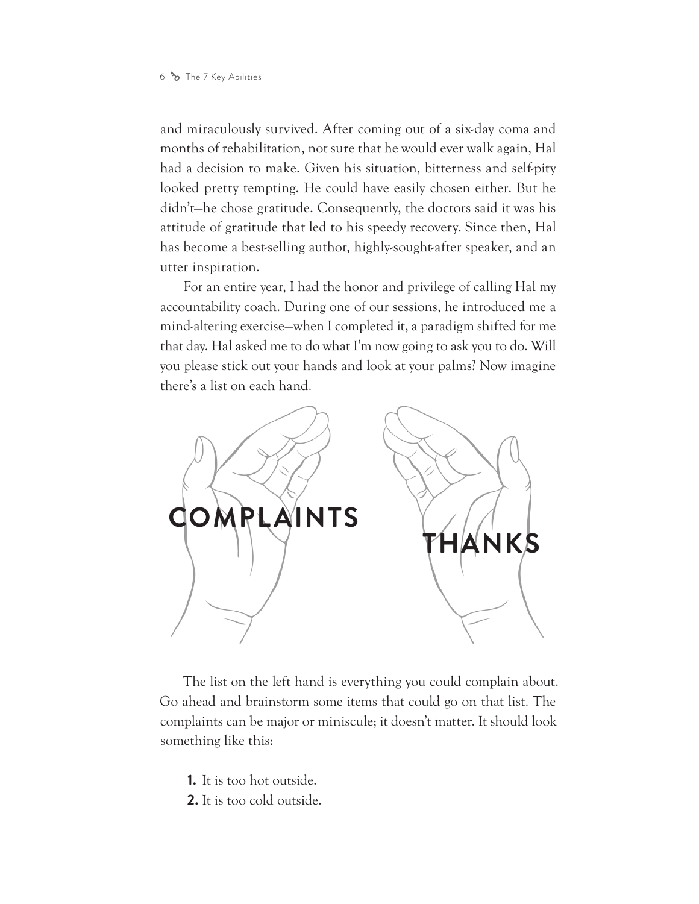and miraculously survived. After coming out of a six-day coma and months of rehabilitation, not sure that he would ever walk again, Hal had a decision to make. Given his situation, bitterness and self-pity looked pretty tempting. He could have easily chosen either. But he didn't—he chose gratitude. Consequently, the doctors said it was his attitude of gratitude that led to his speedy recovery. Since then, Hal has become a best-selling author, highly-sought-after speaker, and an utter inspiration.

For an entire year, I had the honor and privilege of calling Hal my accountability coach. During one of our sessions, he introduced me a mind-altering exercise—when I completed it, a paradigm shifted for me that day. Hal asked me to do what I'm now going to ask you to do. Will you please stick out your hands and look at your palms? Now imagine there's a list on each hand.

**COMPLAINTS** **THANKS**

The list on the left hand is everything you could complain about. Go ahead and brainstorm some items that could go on that list. The complaints can be major or miniscule; it doesn't matter. It should look something like this:

1. It is too hot outside.
2. It is too cold outside.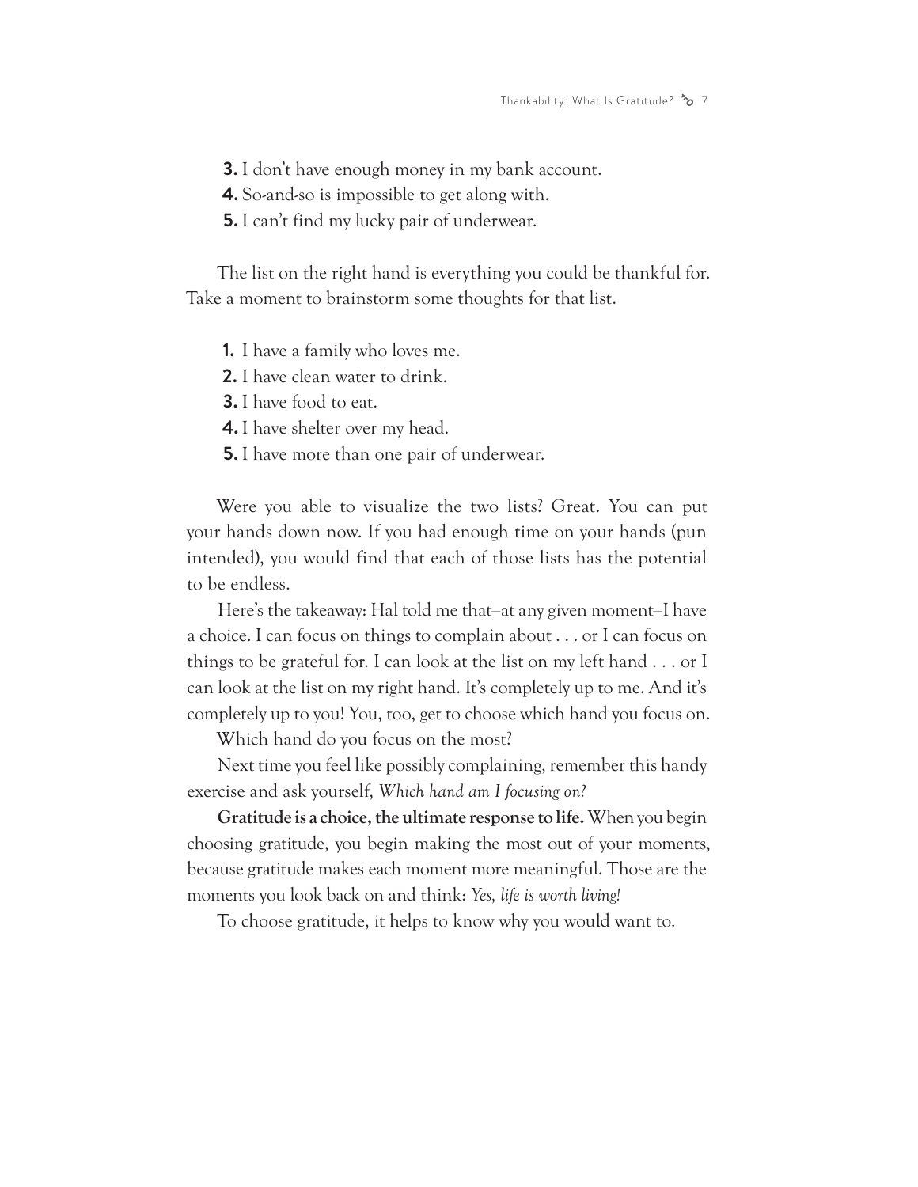3. I don't have enough money in my bank account.
4. So-and-so is impossible to get along with.
5. I can't find my lucky pair of underwear.

The list on the right hand is everything you could be thankful for. Take a moment to brainstorm some thoughts for that list.

1. I have a family who loves me.
2. I have clean water to drink.
3. I have food to eat.
4. I have shelter over my head.
5. I have more than one pair of underwear.

Were you able to visualize the two lists? Great. You can put your hands down now. If you had enough time on your hands (pun intended), you would find that each of those lists has the potential to be endless.

Here's the takeaway: Hal told me that—at any given moment—I have a choice. I can focus on things to complain about . . . or I can focus on things to be grateful for. I can look at the list on my left hand . . . or I can look at the list on my right hand. It's completely up to me. And it's completely up to you! You, too, get to choose which hand you focus on.

Which hand do you focus on the most?

Next time you feel like possibly complaining, remember this handy exercise and ask yourself, *Which hand am I focusing on?*

**Gratitude is a choice, the ultimate response to life.** When you begin choosing gratitude, you begin making the most out of your moments, because gratitude makes each moment more meaningful. Those are the moments you look back on and think: *Yes, life is worth living!*

To choose gratitude, it helps to know why you would want to.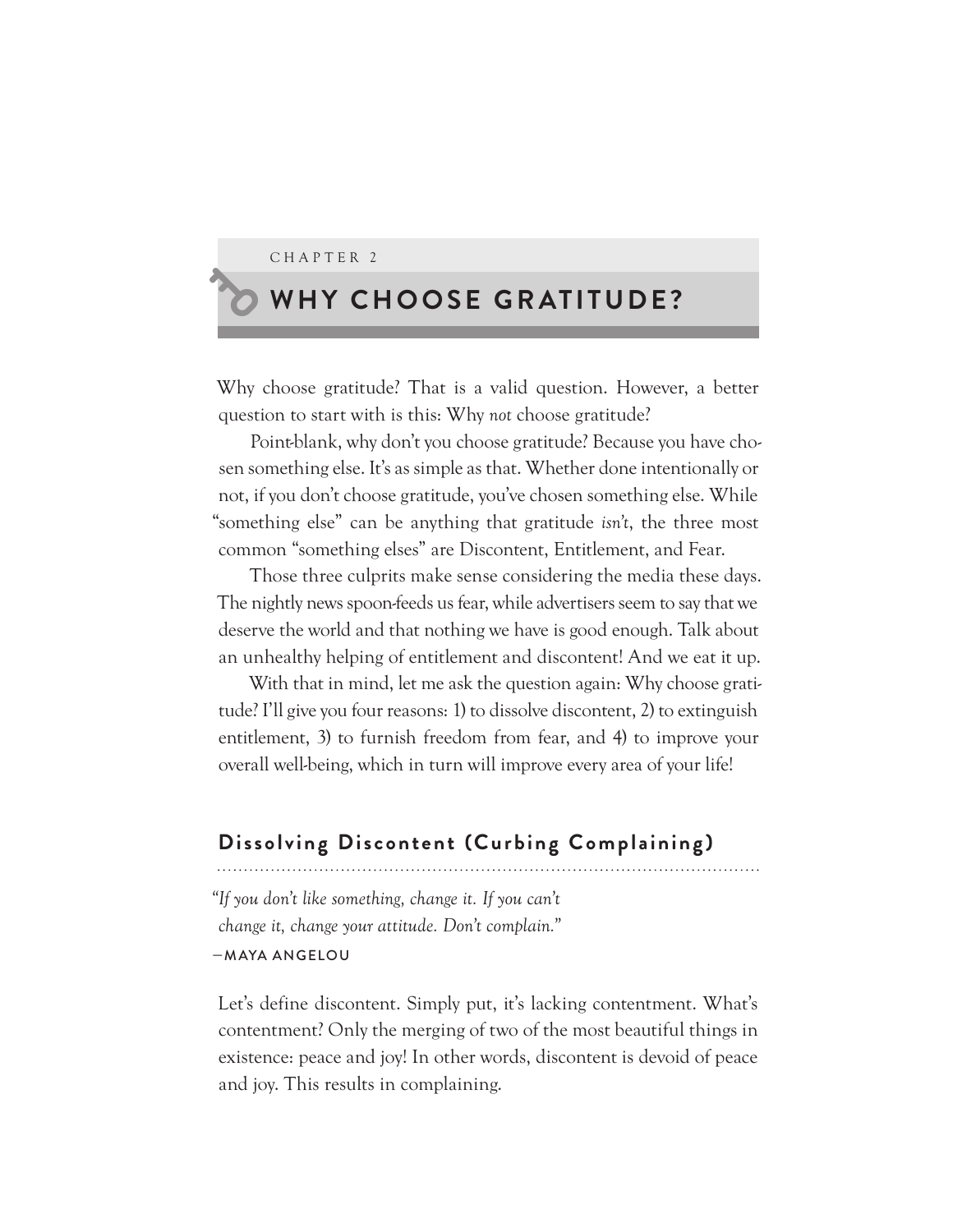CHAPTER 2

# WHY CHOOSE GRATITUDE?

Why choose gratitude? That is a valid question. However, a better question to start with is this: Why *not* choose gratitude?

Point-blank, why don't you choose gratitude? Because you have chosen something else. It's as simple as that. Whether done intentionally or not, if you don't choose gratitude, you've chosen something else. While "something else" can be anything that gratitude *isn't*, the three most common "something elses" are Discontent, Entitlement, and Fear.

Those three culprits make sense considering the media these days. The nightly news spoon-feeds us fear, while advertisers seem to say that we deserve the world and that nothing we have is good enough. Talk about an unhealthy helping of entitlement and discontent! And we eat it up.

With that in mind, let me ask the question again: Why choose gratitude? I'll give you four reasons: 1) to dissolve discontent, 2) to extinguish entitlement, 3) to furnish freedom from fear, and 4) to improve your overall well-being, which in turn will improve every area of your life!

## Dissolving Discontent (Curbing Complaining)

*"If you don't like something, change it. If you can't change it, change your attitude. Don't complain."*
—MAYA ANGELOU

Let's define discontent. Simply put, it's lacking contentment. What's contentment? Only the merging of two of the most beautiful things in existence: peace and joy! In other words, discontent is devoid of peace and joy. This results in complaining.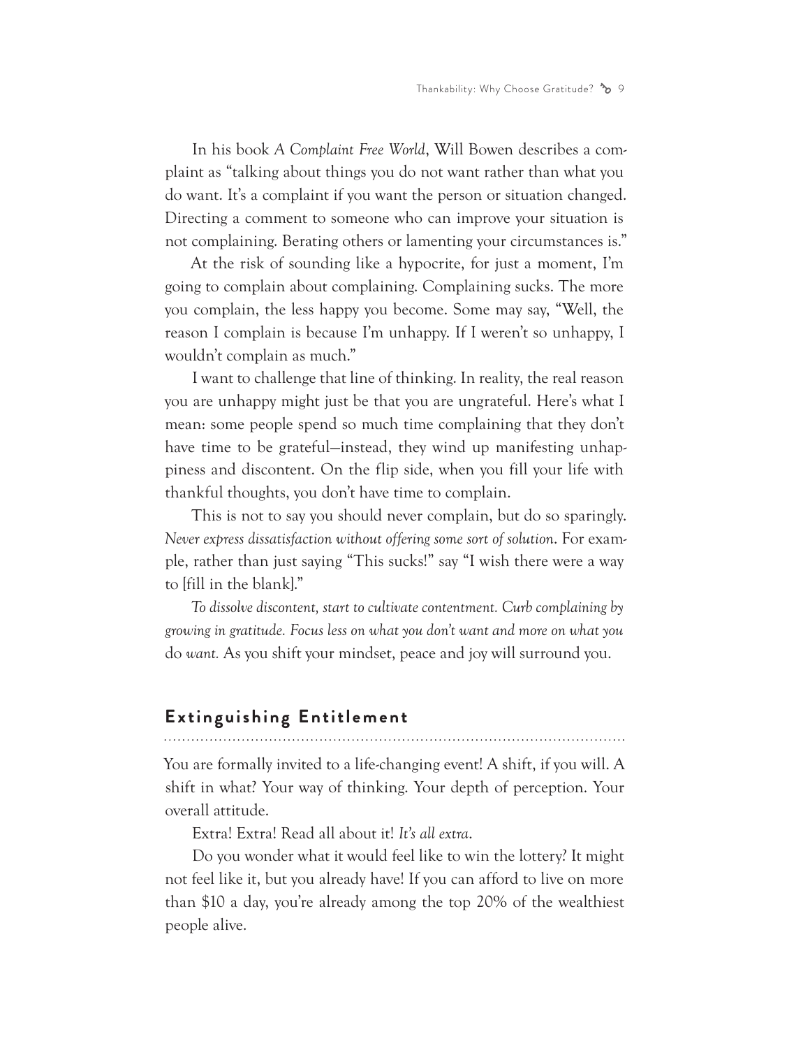In his book *A Complaint Free World*, Will Bowen describes a complaint as "talking about things you do not want rather than what you do want. It's a complaint if you want the person or situation changed. Directing a comment to someone who can improve your situation is not complaining. Berating others or lamenting your circumstances is."

At the risk of sounding like a hypocrite, for just a moment, I'm going to complain about complaining. Complaining sucks. The more you complain, the less happy you become. Some may say, "Well, the reason I complain is because I'm unhappy. If I weren't so unhappy, I wouldn't complain as much."

I want to challenge that line of thinking. In reality, the real reason you are unhappy might just be that you are ungrateful. Here's what I mean: some people spend so much time complaining that they don't have time to be grateful—instead, they wind up manifesting unhappiness and discontent. On the flip side, when you fill your life with thankful thoughts, you don't have time to complain.

This is not to say you should never complain, but do so sparingly. *Never express dissatisfaction without offering some sort of solution*. For example, rather than just saying "This sucks!" say "I wish there were a way to [fill in the blank]."

*To dissolve discontent, start to cultivate contentment. Curb complaining by growing in gratitude. Focus less on what you don't want and more on what you* do *want.* As you shift your mindset, peace and joy will surround you.

## Extinguishing Entitlement

You are formally invited to a life-changing event! A shift, if you will. A shift in what? Your way of thinking. Your depth of perception. Your overall attitude.

Extra! Extra! Read all about it! *It's all extra*.

Do you wonder what it would feel like to win the lottery? It might not feel like it, but you already have! If you can afford to live on more than $10 a day, you're already among the top 20% of the wealthiest people alive.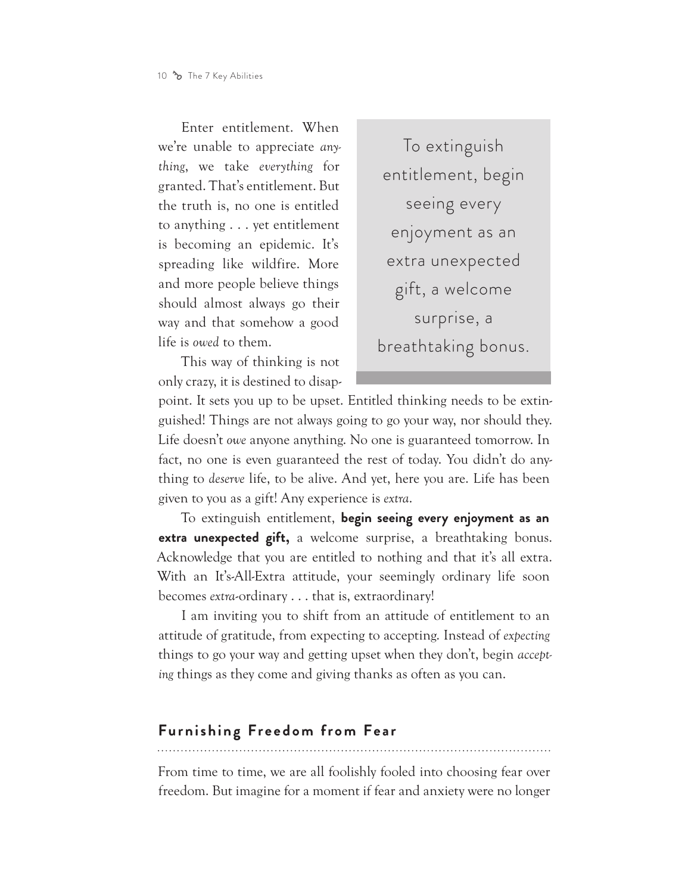Enter entitlement. When we're unable to appreciate *anything*, we take *everything* for granted. That's entitlement. But the truth is, no one is entitled to anything . . . yet entitlement is becoming an epidemic. It's spreading like wildfire. More and more people believe things should almost always go their way and that somehow a good life is *owed* to them.

> To extinguish entitlement, begin seeing every enjoyment as an extra unexpected gift, a welcome surprise, a breathtaking bonus.

This way of thinking is not only crazy, it is destined to disappoint. It sets you up to be upset. Entitled thinking needs to be extinguished! Things are not always going to go your way, nor should they. Life doesn't *owe* anyone anything. No one is guaranteed tomorrow. In fact, no one is even guaranteed the rest of today. You didn't do anything to *deserve* life, to be alive. And yet, here you are. Life has been given to you as a gift! Any experience is *extra*.

To extinguish entitlement, **begin seeing every enjoyment as an extra unexpected gift,** a welcome surprise, a breathtaking bonus. Acknowledge that you are entitled to nothing and that it's all extra. With an It's-All-Extra attitude, your seemingly ordinary life soon becomes *extra*-ordinary . . . that is, extraordinary!

I am inviting you to shift from an attitude of entitlement to an attitude of gratitude, from expecting to accepting. Instead of *expecting* things to go your way and getting upset when they don't, begin *accepting* things as they come and giving thanks as often as you can.

## Furnishing Freedom from Fear

From time to time, we are all foolishly fooled into choosing fear over freedom. But imagine for a moment if fear and anxiety were no longer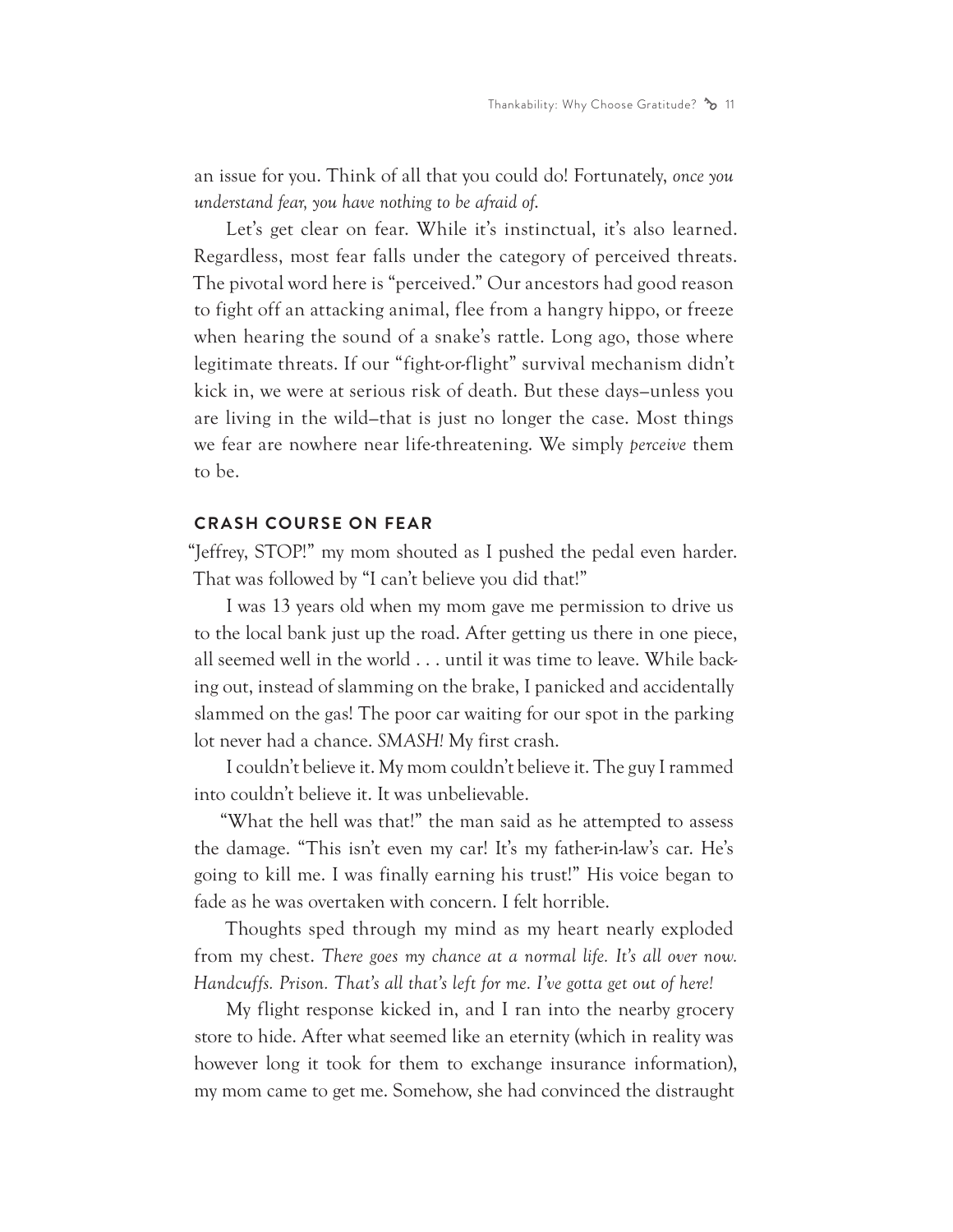an issue for you. Think of all that you could do! Fortunately, *once you understand fear, you have nothing to be afraid of.*

Let's get clear on fear. While it's instinctual, it's also learned. Regardless, most fear falls under the category of perceived threats. The pivotal word here is "perceived." Our ancestors had good reason to fight off an attacking animal, flee from a hangry hippo, or freeze when hearing the sound of a snake's rattle. Long ago, those where legitimate threats. If our "fight-or-flight" survival mechanism didn't kick in, we were at serious risk of death. But these days—unless you are living in the wild—that is just no longer the case. Most things we fear are nowhere near life-threatening. We simply *perceive* them to be.

### CRASH COURSE ON FEAR

"Jeffrey, STOP!" my mom shouted as I pushed the pedal even harder. That was followed by "I can't believe you did that!"

I was 13 years old when my mom gave me permission to drive us to the local bank just up the road. After getting us there in one piece, all seemed well in the world . . . until it was time to leave. While backing out, instead of slamming on the brake, I panicked and accidentally slammed on the gas! The poor car waiting for our spot in the parking lot never had a chance. *SMASH!* My first crash.

I couldn't believe it. My mom couldn't believe it. The guy I rammed into couldn't believe it. It was unbelievable.

"What the hell was that!" the man said as he attempted to assess the damage. "This isn't even my car! It's my father-in-law's car. He's going to kill me. I was finally earning his trust!" His voice began to fade as he was overtaken with concern. I felt horrible.

Thoughts sped through my mind as my heart nearly exploded from my chest. *There goes my chance at a normal life. It's all over now. Handcuffs. Prison. That's all that's left for me. I've gotta get out of here!*

My flight response kicked in, and I ran into the nearby grocery store to hide. After what seemed like an eternity (which in reality was however long it took for them to exchange insurance information), my mom came to get me. Somehow, she had convinced the distraught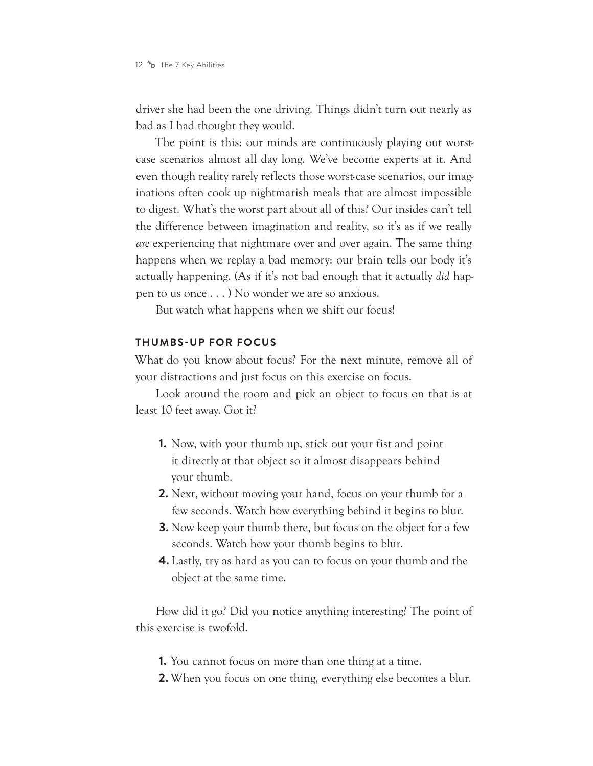driver she had been the one driving. Things didn't turn out nearly as bad as I had thought they would.

The point is this: our minds are continuously playing out worst-case scenarios almost all day long. We've become experts at it. And even though reality rarely reflects those worst-case scenarios, our imaginations often cook up nightmarish meals that are almost impossible to digest. What's the worst part about all of this? Our insides can't tell the difference between imagination and reality, so it's as if we really *are* experiencing that nightmare over and over again. The same thing happens when we replay a bad memory: our brain tells our body it's actually happening. (As if it's not bad enough that it actually *did* happen to us once . . . ) No wonder we are so anxious.

But watch what happens when we shift our focus!

## THUMBS-UP FOR FOCUS

What do you know about focus? For the next minute, remove all of your distractions and just focus on this exercise on focus.

Look around the room and pick an object to focus on that is at least 10 feet away. Got it?

1. Now, with your thumb up, stick out your fist and point it directly at that object so it almost disappears behind your thumb.
2. Next, without moving your hand, focus on your thumb for a few seconds. Watch how everything behind it begins to blur.
3. Now keep your thumb there, but focus on the object for a few seconds. Watch how your thumb begins to blur.
4. Lastly, try as hard as you can to focus on your thumb and the object at the same time.

How did it go? Did you notice anything interesting? The point of this exercise is twofold.

1. You cannot focus on more than one thing at a time.
2. When you focus on one thing, everything else becomes a blur.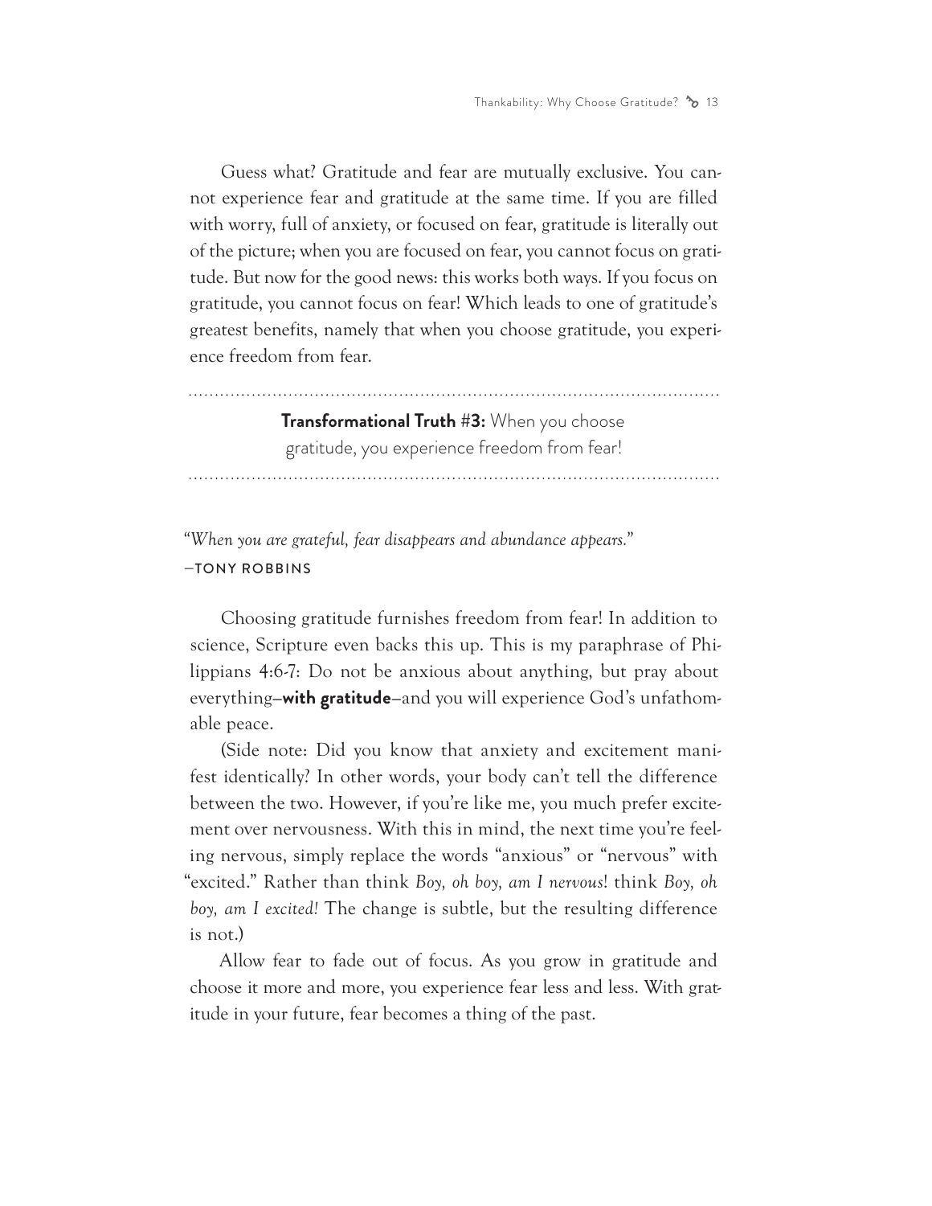Guess what? Gratitude and fear are mutually exclusive. You cannot experience fear and gratitude at the same time. If you are filled with worry, full of anxiety, or focused on fear, gratitude is literally out of the picture; when you are focused on fear, you cannot focus on gratitude. But now for the good news: this works both ways. If you focus on gratitude, you cannot focus on fear! Which leads to one of gratitude's greatest benefits, namely that when you choose gratitude, you experience freedom from fear.

---

**Transformational Truth #3:** When you choose gratitude, you experience freedom from fear!

---

*"When you are grateful, fear disappears and abundance appears."*
—TONY ROBBINS

Choosing gratitude furnishes freedom from fear! In addition to science, Scripture even backs this up. This is my paraphrase of Philippians 4:6-7: Do not be anxious about anything, but pray about everything—**with gratitude**—and you will experience God's unfathomable peace.

(Side note: Did you know that anxiety and excitement manifest identically? In other words, your body can't tell the difference between the two. However, if you're like me, you much prefer excitement over nervousness. With this in mind, the next time you're feeling nervous, simply replace the words "anxious" or "nervous" with "excited." Rather than think *Boy, oh boy, am I nervous*! think *Boy, oh boy, am I excited!* The change is subtle, but the resulting difference is not.)

Allow fear to fade out of focus. As you grow in gratitude and choose it more and more, you experience fear less and less. With gratitude in your future, fear becomes a thing of the past.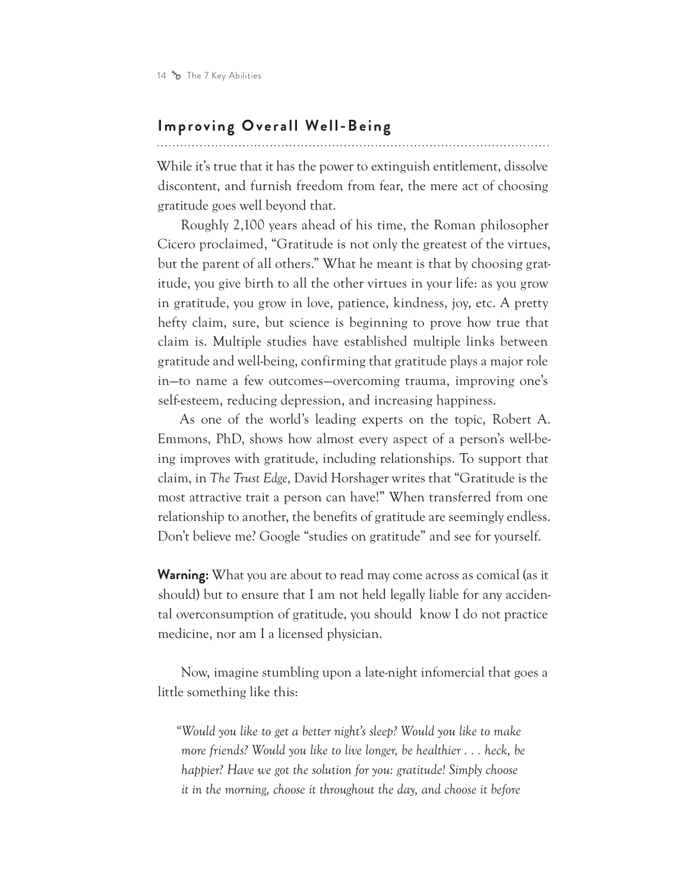## Improving Overall Well-Being

While it's true that it has the power to extinguish entitlement, dissolve discontent, and furnish freedom from fear, the mere act of choosing gratitude goes well beyond that.

Roughly 2,100 years ahead of his time, the Roman philosopher Cicero proclaimed, "Gratitude is not only the greatest of the virtues, but the parent of all others." What he meant is that by choosing gratitude, you give birth to all the other virtues in your life: as you grow in gratitude, you grow in love, patience, kindness, joy, etc. A pretty hefty claim, sure, but science is beginning to prove how true that claim is. Multiple studies have established multiple links between gratitude and well-being, confirming that gratitude plays a major role in—to name a few outcomes—overcoming trauma, improving one's self-esteem, reducing depression, and increasing happiness.

As one of the world's leading experts on the topic, Robert A. Emmons, PhD, shows how almost every aspect of a person's well-being improves with gratitude, including relationships. To support that claim, in *The Trust Edge*, David Horshager writes that "Gratitude is the most attractive trait a person can have!" When transferred from one relationship to another, the benefits of gratitude are seemingly endless. Don't believe me? Google "studies on gratitude" and see for yourself.

**Warning:** What you are about to read may come across as comical (as it should) but to ensure that I am not held legally liable for any accidental overconsumption of gratitude, you should know I do not practice medicine, nor am I a licensed physician.

Now, imagine stumbling upon a late-night infomercial that goes a little something like this:

> *"Would you like to get a better night's sleep? Would you like to make more friends? Would you like to live longer, be healthier . . . heck, be happier? Have we got the solution for you: gratitude! Simply choose it in the morning, choose it throughout the day, and choose it before*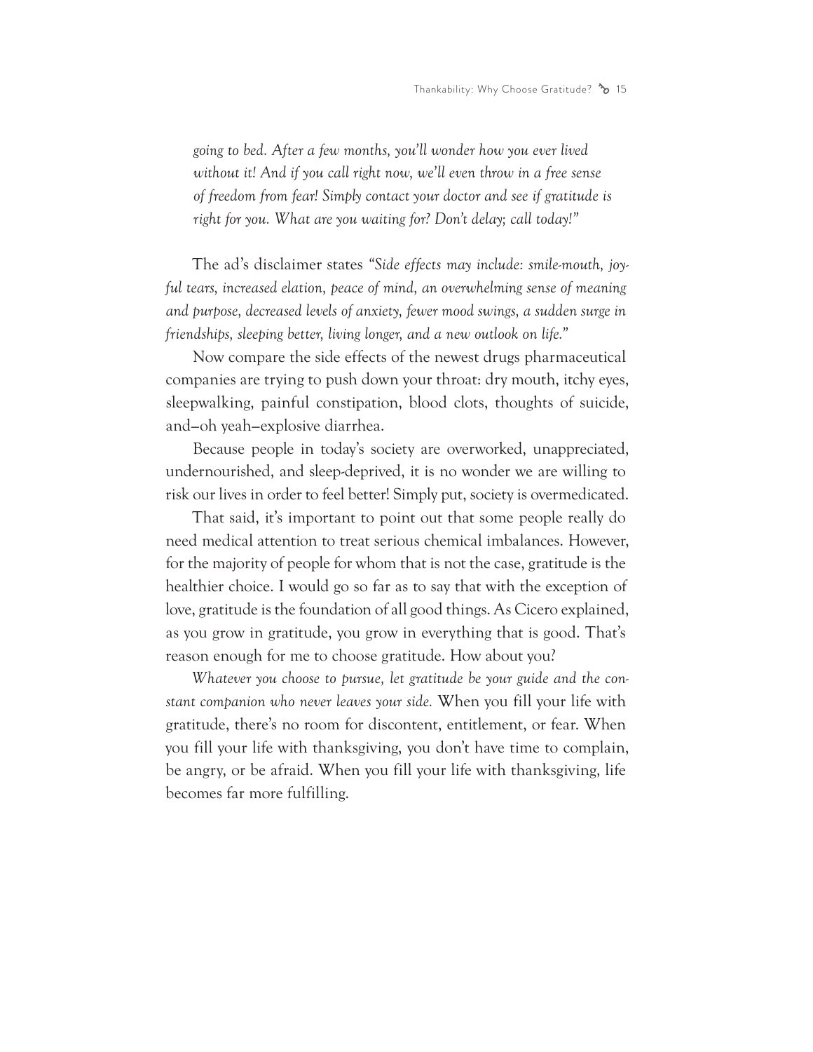*going to bed. After a few months, you'll wonder how you ever lived without it! And if you call right now, we'll even throw in a free sense of freedom from fear! Simply contact your doctor and see if gratitude is right for you. What are you waiting for? Don't delay; call today!"*

The ad's disclaimer states *"Side effects may include: smile-mouth, joyful tears, increased elation, peace of mind, an overwhelming sense of meaning and purpose, decreased levels of anxiety, fewer mood swings, a sudden surge in friendships, sleeping better, living longer, and a new outlook on life."*

Now compare the side effects of the newest drugs pharmaceutical companies are trying to push down your throat: dry mouth, itchy eyes, sleepwalking, painful constipation, blood clots, thoughts of suicide, and—oh yeah—explosive diarrhea.

Because people in today's society are overworked, unappreciated, undernourished, and sleep-deprived, it is no wonder we are willing to risk our lives in order to feel better! Simply put, society is overmedicated.

That said, it's important to point out that some people really do need medical attention to treat serious chemical imbalances. However, for the majority of people for whom that is not the case, gratitude is the healthier choice. I would go so far as to say that with the exception of love, gratitude is the foundation of all good things. As Cicero explained, as you grow in gratitude, you grow in everything that is good. That's reason enough for me to choose gratitude. How about you?

*Whatever you choose to pursue, let gratitude be your guide and the constant companion who never leaves your side.* When you fill your life with gratitude, there's no room for discontent, entitlement, or fear. When you fill your life with thanksgiving, you don't have time to complain, be angry, or be afraid. When you fill your life with thanksgiving, life becomes far more fulfilling.